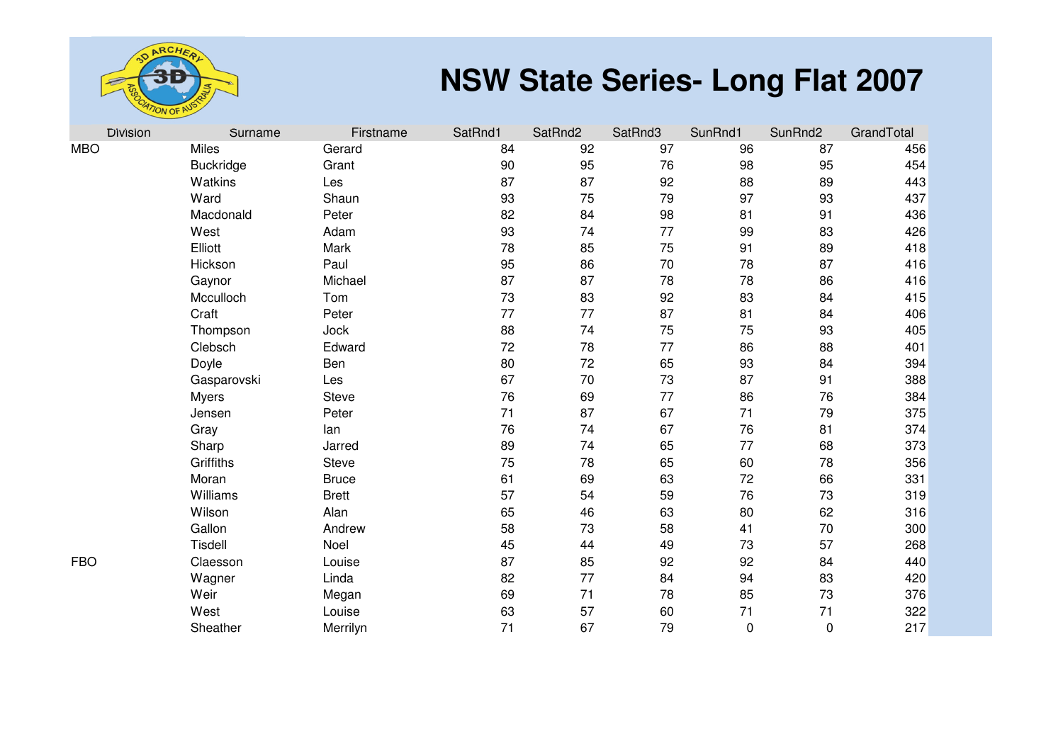# NSW State Series- Long Flat 2007

| Division | Surname | Firstname | SatRnd1 | SatRnd2 | SatRnd3 | SunRnd1 | SunRnd2 | GrandTotal |
|---|---|---|---|---|---|---|---|---|
| MBO | Miles | Gerard | 84 | 92 | 97 | 96 | 87 | 456 |
| | Buckridge | Grant | 90 | 95 | 76 | 98 | 95 | 454 |
| | Watkins | Les | 87 | 87 | 92 | 88 | 89 | 443 |
| | Ward | Shaun | 93 | 75 | 79 | 97 | 93 | 437 |
| | Macdonald | Peter | 82 | 84 | 98 | 81 | 91 | 436 |
| | West | Adam | 93 | 74 | 77 | 99 | 83 | 426 |
| | Elliott | Mark | 78 | 85 | 75 | 91 | 89 | 418 |
| | Hickson | Paul | 95 | 86 | 70 | 78 | 87 | 416 |
| | Gaynor | Michael | 87 | 87 | 78 | 78 | 86 | 416 |
| | Mcculloch | Tom | 73 | 83 | 92 | 83 | 84 | 415 |
| | Craft | Peter | 77 | 77 | 87 | 81 | 84 | 406 |
| | Thompson | Jock | 88 | 74 | 75 | 75 | 93 | 405 |
| | Clebsch | Edward | 72 | 78 | 77 | 86 | 88 | 401 |
| | Doyle | Ben | 80 | 72 | 65 | 93 | 84 | 394 |
| | Gasparovski | Les | 67 | 70 | 73 | 87 | 91 | 388 |
| | Myers | Steve | 76 | 69 | 77 | 86 | 76 | 384 |
| | Jensen | Peter | 71 | 87 | 67 | 71 | 79 | 375 |
| | Gray | Ian | 76 | 74 | 67 | 76 | 81 | 374 |
| | Sharp | Jarred | 89 | 74 | 65 | 77 | 68 | 373 |
| | Griffiths | Steve | 75 | 78 | 65 | 60 | 78 | 356 |
| | Moran | Bruce | 61 | 69 | 63 | 72 | 66 | 331 |
| | Williams | Brett | 57 | 54 | 59 | 76 | 73 | 319 |
| | Wilson | Alan | 65 | 46 | 63 | 80 | 62 | 316 |
| | Gallon | Andrew | 58 | 73 | 58 | 41 | 70 | 300 |
| | Tisdell | Noel | 45 | 44 | 49 | 73 | 57 | 268 |
| FBO | Claesson | Louise | 87 | 85 | 92 | 92 | 84 | 440 |
| | Wagner | Linda | 82 | 77 | 84 | 94 | 83 | 420 |
| | Weir | Megan | 69 | 71 | 78 | 85 | 73 | 376 |
| | West | Louise | 63 | 57 | 60 | 71 | 71 | 322 |
| | Sheather | Merrilyn | 71 | 67 | 79 | 0 | 0 | 217 |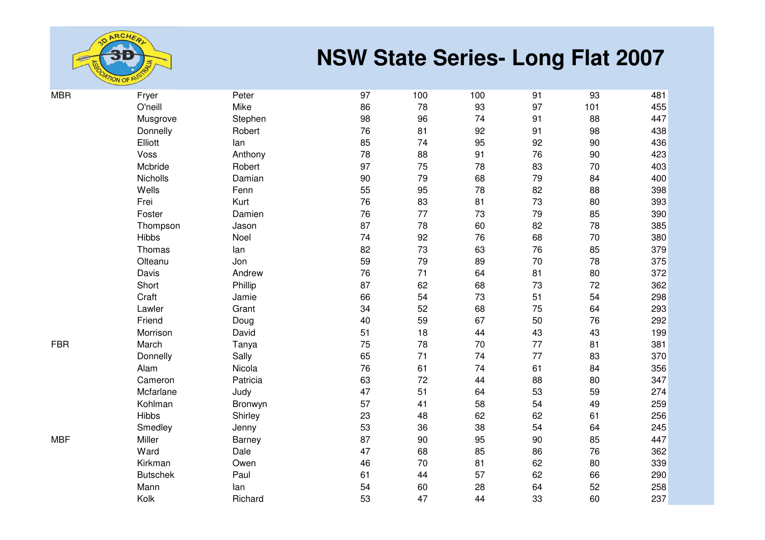# NSW State Series- Long Flat 2007

| | | | | | | | | |
|---|---|---|---|---|---|---|---|---|
| MBR | Fryer | Peter | 97 | 100 | 100 | 91 | 93 | 481 |
| | O'neill | Mike | 86 | 78 | 93 | 97 | 101 | 455 |
| | Musgrove | Stephen | 98 | 96 | 74 | 91 | 88 | 447 |
| | Donnelly | Robert | 76 | 81 | 92 | 91 | 98 | 438 |
| | Elliott | Ian | 85 | 74 | 95 | 92 | 90 | 436 |
| | Voss | Anthony | 78 | 88 | 91 | 76 | 90 | 423 |
| | Mcbride | Robert | 97 | 75 | 78 | 83 | 70 | 403 |
| | Nicholls | Damian | 90 | 79 | 68 | 79 | 84 | 400 |
| | Wells | Fenn | 55 | 95 | 78 | 82 | 88 | 398 |
| | Frei | Kurt | 76 | 83 | 81 | 73 | 80 | 393 |
| | Foster | Damien | 76 | 77 | 73 | 79 | 85 | 390 |
| | Thompson | Jason | 87 | 78 | 60 | 82 | 78 | 385 |
| | Hibbs | Noel | 74 | 92 | 76 | 68 | 70 | 380 |
| | Thomas | Ian | 82 | 73 | 63 | 76 | 85 | 379 |
| | Olteanu | Jon | 59 | 79 | 89 | 70 | 78 | 375 |
| | Davis | Andrew | 76 | 71 | 64 | 81 | 80 | 372 |
| | Short | Phillip | 87 | 62 | 68 | 73 | 72 | 362 |
| | Craft | Jamie | 66 | 54 | 73 | 51 | 54 | 298 |
| | Lawler | Grant | 34 | 52 | 68 | 75 | 64 | 293 |
| | Friend | Doug | 40 | 59 | 67 | 50 | 76 | 292 |
| | Morrison | David | 51 | 18 | 44 | 43 | 43 | 199 |
| FBR | March | Tanya | 75 | 78 | 70 | 77 | 81 | 381 |
| | Donnelly | Sally | 65 | 71 | 74 | 77 | 83 | 370 |
| | Alam | Nicola | 76 | 61 | 74 | 61 | 84 | 356 |
| | Cameron | Patricia | 63 | 72 | 44 | 88 | 80 | 347 |
| | Mcfarlane | Judy | 47 | 51 | 64 | 53 | 59 | 274 |
| | Kohlman | Bronwyn | 57 | 41 | 58 | 54 | 49 | 259 |
| | Hibbs | Shirley | 23 | 48 | 62 | 62 | 61 | 256 |
| | Smedley | Jenny | 53 | 36 | 38 | 54 | 64 | 245 |
| MBF | Miller | Barney | 87 | 90 | 95 | 90 | 85 | 447 |
| | Ward | Dale | 47 | 68 | 85 | 86 | 76 | 362 |
| | Kirkman | Owen | 46 | 70 | 81 | 62 | 80 | 339 |
| | Butschek | Paul | 61 | 44 | 57 | 62 | 66 | 290 |
| | Mann | Ian | 54 | 60 | 28 | 64 | 52 | 258 |
| | Kolk | Richard | 53 | 47 | 44 | 33 | 60 | 237 |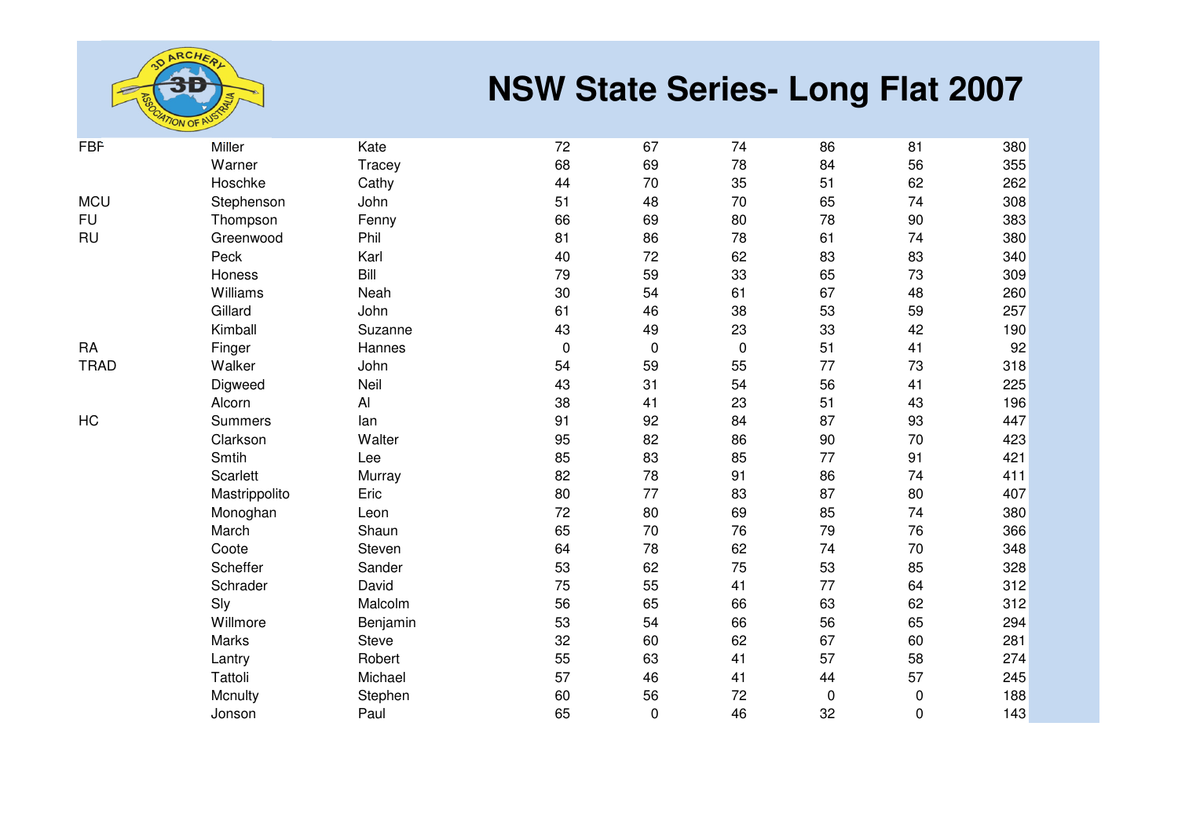# NSW State Series- Long Flat 2007

| | | | | | | | | |
|---|---|---|---|---|---|---|---|---|
| FBF | Miller | Kate | 72 | 67 | 74 | 86 | 81 | 380 |
| | Warner | Tracey | 68 | 69 | 78 | 84 | 56 | 355 |
| | Hoschke | Cathy | 44 | 70 | 35 | 51 | 62 | 262 |
| MCU | Stephenson | John | 51 | 48 | 70 | 65 | 74 | 308 |
| FU | Thompson | Fenny | 66 | 69 | 80 | 78 | 90 | 383 |
| RU | Greenwood | Phil | 81 | 86 | 78 | 61 | 74 | 380 |
| | Peck | Karl | 40 | 72 | 62 | 83 | 83 | 340 |
| | Honess | Bill | 79 | 59 | 33 | 65 | 73 | 309 |
| | Williams | Neah | 30 | 54 | 61 | 67 | 48 | 260 |
| | Gillard | John | 61 | 46 | 38 | 53 | 59 | 257 |
| | Kimball | Suzanne | 43 | 49 | 23 | 33 | 42 | 190 |
| RA | Finger | Hannes | 0 | 0 | 0 | 51 | 41 | 92 |
| TRAD | Walker | John | 54 | 59 | 55 | 77 | 73 | 318 |
| | Digweed | Neil | 43 | 31 | 54 | 56 | 41 | 225 |
| | Alcorn | Al | 38 | 41 | 23 | 51 | 43 | 196 |
| HC | Summers | Ian | 91 | 92 | 84 | 87 | 93 | 447 |
| | Clarkson | Walter | 95 | 82 | 86 | 90 | 70 | 423 |
| | Smtih | Lee | 85 | 83 | 85 | 77 | 91 | 421 |
| | Scarlett | Murray | 82 | 78 | 91 | 86 | 74 | 411 |
| | Mastrippolito | Eric | 80 | 77 | 83 | 87 | 80 | 407 |
| | Monoghan | Leon | 72 | 80 | 69 | 85 | 74 | 380 |
| | March | Shaun | 65 | 70 | 76 | 79 | 76 | 366 |
| | Coote | Steven | 64 | 78 | 62 | 74 | 70 | 348 |
| | Scheffer | Sander | 53 | 62 | 75 | 53 | 85 | 328 |
| | Schrader | David | 75 | 55 | 41 | 77 | 64 | 312 |
| | Sly | Malcolm | 56 | 65 | 66 | 63 | 62 | 312 |
| | Willmore | Benjamin | 53 | 54 | 66 | 56 | 65 | 294 |
| | Marks | Steve | 32 | 60 | 62 | 67 | 60 | 281 |
| | Lantry | Robert | 55 | 63 | 41 | 57 | 58 | 274 |
| | Tattoli | Michael | 57 | 46 | 41 | 44 | 57 | 245 |
| | Mcnulty | Stephen | 60 | 56 | 72 | 0 | 0 | 188 |
| | Jonson | Paul | 65 | 0 | 46 | 32 | 0 | 143 |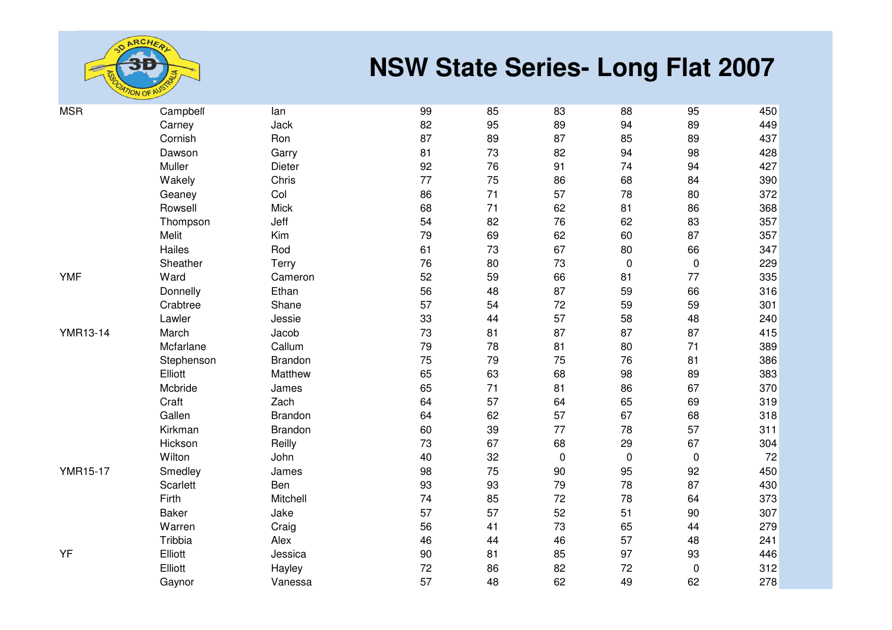# NSW State Series- Long Flat 2007

| | | | | | | | | |
|---|---|---|---|---|---|---|---|---|
| MSR | Campbell | Ian | 99 | 85 | 83 | 88 | 95 | 450 |
| | Carney | Jack | 82 | 95 | 89 | 94 | 89 | 449 |
| | Cornish | Ron | 87 | 89 | 87 | 85 | 89 | 437 |
| | Dawson | Garry | 81 | 73 | 82 | 94 | 98 | 428 |
| | Muller | Dieter | 92 | 76 | 91 | 74 | 94 | 427 |
| | Wakely | Chris | 77 | 75 | 86 | 68 | 84 | 390 |
| | Geaney | Col | 86 | 71 | 57 | 78 | 80 | 372 |
| | Rowsell | Mick | 68 | 71 | 62 | 81 | 86 | 368 |
| | Thompson | Jeff | 54 | 82 | 76 | 62 | 83 | 357 |
| | Melit | Kim | 79 | 69 | 62 | 60 | 87 | 357 |
| | Hailes | Rod | 61 | 73 | 67 | 80 | 66 | 347 |
| | Sheather | Terry | 76 | 80 | 73 | 0 | 0 | 229 |
| YMF | Ward | Cameron | 52 | 59 | 66 | 81 | 77 | 335 |
| | Donnelly | Ethan | 56 | 48 | 87 | 59 | 66 | 316 |
| | Crabtree | Shane | 57 | 54 | 72 | 59 | 59 | 301 |
| | Lawler | Jessie | 33 | 44 | 57 | 58 | 48 | 240 |
| YMR13-14 | March | Jacob | 73 | 81 | 87 | 87 | 87 | 415 |
| | Mcfarlane | Callum | 79 | 78 | 81 | 80 | 71 | 389 |
| | Stephenson | Brandon | 75 | 79 | 75 | 76 | 81 | 386 |
| | Elliott | Matthew | 65 | 63 | 68 | 98 | 89 | 383 |
| | Mcbride | James | 65 | 71 | 81 | 86 | 67 | 370 |
| | Craft | Zach | 64 | 57 | 64 | 65 | 69 | 319 |
| | Gallen | Brandon | 64 | 62 | 57 | 67 | 68 | 318 |
| | Kirkman | Brandon | 60 | 39 | 77 | 78 | 57 | 311 |
| | Hickson | Reilly | 73 | 67 | 68 | 29 | 67 | 304 |
| | Wilton | John | 40 | 32 | 0 | 0 | 0 | 72 |
| YMR15-17 | Smedley | James | 98 | 75 | 90 | 95 | 92 | 450 |
| | Scarlett | Ben | 93 | 93 | 79 | 78 | 87 | 430 |
| | Firth | Mitchell | 74 | 85 | 72 | 78 | 64 | 373 |
| | Baker | Jake | 57 | 57 | 52 | 51 | 90 | 307 |
| | Warren | Craig | 56 | 41 | 73 | 65 | 44 | 279 |
| | Tribbia | Alex | 46 | 44 | 46 | 57 | 48 | 241 |
| YF | Elliott | Jessica | 90 | 81 | 85 | 97 | 93 | 446 |
| | Elliott | Hayley | 72 | 86 | 82 | 72 | 0 | 312 |
| | Gaynor | Vanessa | 57 | 48 | 62 | 49 | 62 | 278 |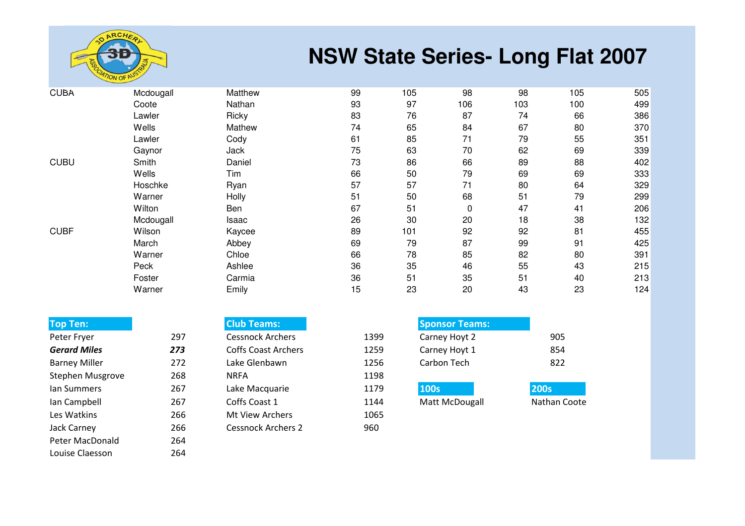# NSW State Series- Long Flat 2007

| | | | | | | | | |
|---|---|---|---|---|---|---|---|---|
| CUBA | Mcdougall | Matthew | 99 | 105 | 98 | 98 | 105 | 505 |
| | Coote | Nathan | 93 | 97 | 106 | 103 | 100 | 499 |
| | Lawler | Ricky | 83 | 76 | 87 | 74 | 66 | 386 |
| | Wells | Mathew | 74 | 65 | 84 | 67 | 80 | 370 |
| | Lawler | Cody | 61 | 85 | 71 | 79 | 55 | 351 |
| | Gaynor | Jack | 75 | 63 | 70 | 62 | 69 | 339 |
| CUBU | Smith | Daniel | 73 | 86 | 66 | 89 | 88 | 402 |
| | Wells | Tim | 66 | 50 | 79 | 69 | 69 | 333 |
| | Hoschke | Ryan | 57 | 57 | 71 | 80 | 64 | 329 |
| | Warner | Holly | 51 | 50 | 68 | 51 | 79 | 299 |
| | Wilton | Ben | 67 | 51 | 0 | 47 | 41 | 206 |
| | Mcdougall | Isaac | 26 | 30 | 20 | 18 | 38 | 132 |
| CUBF | Wilson | Kaycee | 89 | 101 | 92 | 92 | 81 | 455 |
| | March | Abbey | 69 | 79 | 87 | 99 | 91 | 425 |
| | Warner | Chloe | 66 | 78 | 85 | 82 | 80 | 391 |
| | Peck | Ashlee | 36 | 35 | 46 | 55 | 43 | 215 |
| | Foster | Carmia | 36 | 51 | 35 | 51 | 40 | 213 |
| | Warner | Emily | 15 | 23 | 20 | 43 | 23 | 124 |

**Top Ten:**

| | |
|---|---|
| Peter Fryer | 297 |
| ***Gerard Miles*** | ***273*** |
| Barney Miller | 272 |
| Stephen Musgrove | 268 |
| Ian Summers | 267 |
| Ian Campbell | 267 |
| Les Watkins | 266 |
| Jack Carney | 266 |
| Peter MacDonald | 264 |
| Louise Claesson | 264 |

**Club Teams:**

| | |
|---|---|
| Cessnock Archers | 1399 |
| Coffs Coast Archers | 1259 |
| Lake Glenbawn | 1256 |
| NRFA | 1198 |
| Lake Macquarie | 1179 |
| Coffs Coast 1 | 1144 |
| Mt View Archers | 1065 |
| Cessnock Archers 2 | 960 |

**Sponsor Teams:**

| | |
|---|---|
| Carney Hoyt 2 | 905 |
| Carney Hoyt 1 | 854 |
| Carbon Tech | 822 |

**100s**

Matt McDougall

**200s**

Nathan Coote